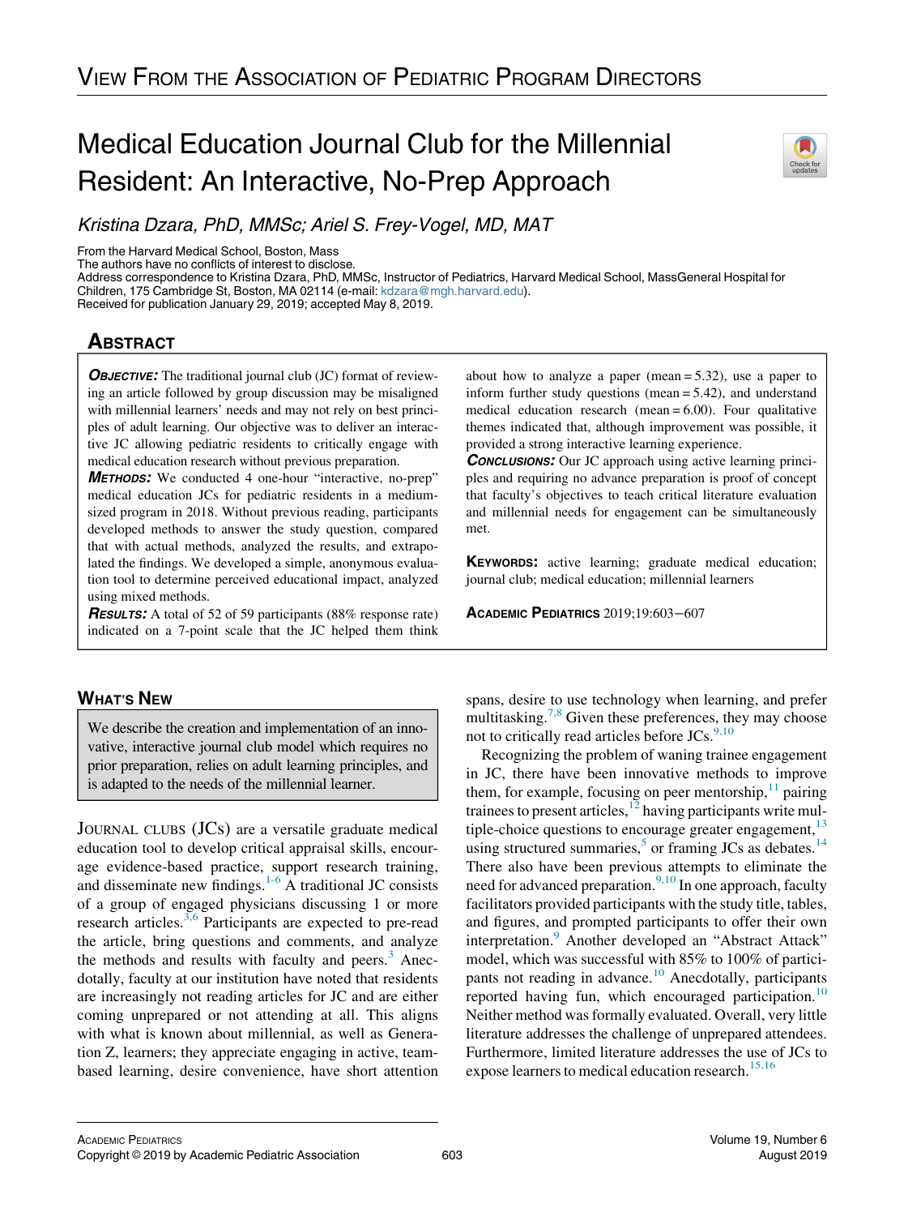# Medical Education Journal Club for the Millennial Resident: An Interactive, No-Prep Approach

*Kristina Dzara, PhD, MMSc; Ariel S. Frey-Vogel, MD, MAT*

From the Harvard Medical School, Boston, Mass
The authors have no conflicts of interest to disclose.
Address correspondence to Kristina Dzara, PhD, MMSc, Instructor of Pediatrics, Harvard Medical School, MassGeneral Hospital for Children, 175 Cambridge St, Boston, MA 02114 (e-mail: kdzara@mgh.harvard.edu).
Received for publication January 29, 2019; accepted May 8, 2019.

## Abstract

***Objective:*** The traditional journal club (JC) format of reviewing an article followed by group discussion may be misaligned with millennial learners' needs and may not rely on best principles of adult learning. Our objective was to deliver an interactive JC allowing pediatric residents to critically engage with medical education research without previous preparation.

***Methods:*** We conducted 4 one-hour "interactive, no-prep" medical education JCs for pediatric residents in a medium-sized program in 2018. Without previous reading, participants developed methods to answer the study question, compared that with actual methods, analyzed the results, and extrapolated the findings. We developed a simple, anonymous evaluation tool to determine perceived educational impact, analyzed using mixed methods.

***Results:*** A total of 52 of 59 participants (88% response rate) indicated on a 7-point scale that the JC helped them think about how to analyze a paper (mean = 5.32), use a paper to inform further study questions (mean = 5.42), and understand medical education research (mean = 6.00). Four qualitative themes indicated that, although improvement was possible, it provided a strong interactive learning experience.

***Conclusions:*** Our JC approach using active learning principles and requiring no advance preparation is proof of concept that faculty's objectives to teach critical literature evaluation and millennial needs for engagement can be simultaneously met.

**Keywords:** active learning; graduate medical education; journal club; medical education; millennial learners

**Academic Pediatrics** 2019;19:603−607

## What's New

We describe the creation and implementation of an innovative, interactive journal club model which requires no prior preparation, relies on adult learning principles, and is adapted to the needs of the millennial learner.

Journal clubs (JCs) are a versatile graduate medical education tool to develop critical appraisal skills, encourage evidence-based practice, support research training, and disseminate new findings.[1-6] A traditional JC consists of a group of engaged physicians discussing 1 or more research articles.[3,6] Participants are expected to pre-read the article, bring questions and comments, and analyze the methods and results with faculty and peers.[3] Anecdotally, faculty at our institution have noted that residents are increasingly not reading articles for JC and are either coming unprepared or not attending at all. This aligns with what is known about millennial, as well as Generation Z, learners; they appreciate engaging in active, team-based learning, desire convenience, have short attention spans, desire to use technology when learning, and prefer multitasking.[7,8] Given these preferences, they may choose not to critically read articles before JCs.[9,10]

Recognizing the problem of waning trainee engagement in JC, there have been innovative methods to improve them, for example, focusing on peer mentorship,[11] pairing trainees to present articles,[12] having participants write multiple-choice questions to encourage greater engagement,[13] using structured summaries,[5] or framing JCs as debates.[14] There also have been previous attempts to eliminate the need for advanced preparation.[9,10] In one approach, faculty facilitators provided participants with the study title, tables, and figures, and prompted participants to offer their own interpretation.[9] Another developed an "Abstract Attack" model, which was successful with 85% to 100% of participants not reading in advance.[10] Anecdotally, participants reported having fun, which encouraged participation.[10] Neither method was formally evaluated. Overall, very little literature addresses the challenge of unprepared attendees. Furthermore, limited literature addresses the use of JCs to expose learners to medical education research.[15,16]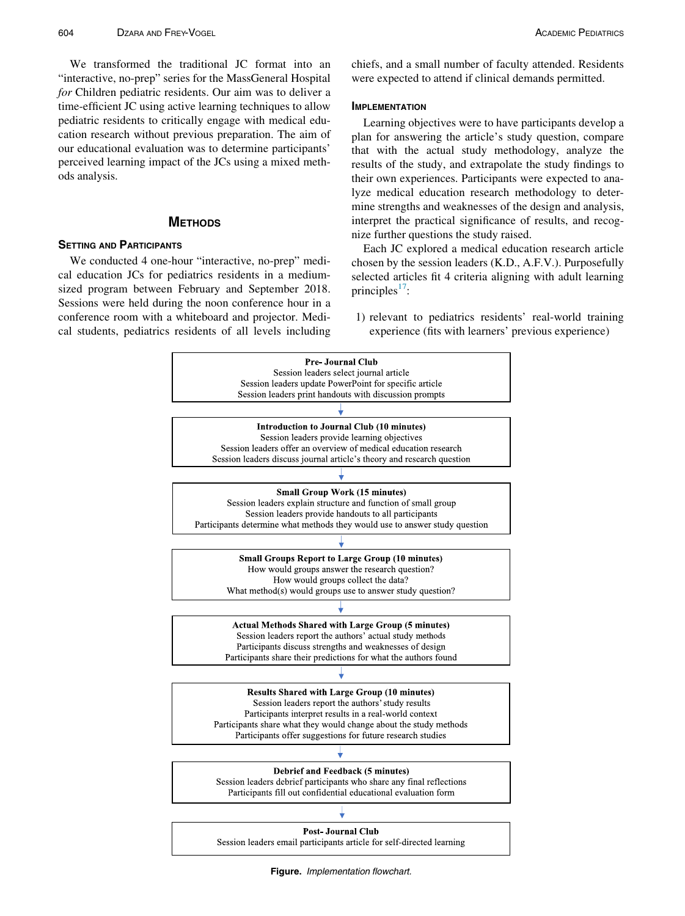We transformed the traditional JC format into an "interactive, no-prep" series for the MassGeneral Hospital *for* Children pediatric residents. Our aim was to deliver a time-efficient JC using active learning techniques to allow pediatric residents to critically engage with medical education research without previous preparation. The aim of our educational evaluation was to determine participants' perceived learning impact of the JCs using a mixed methods analysis.

## Methods

### Setting and Participants

We conducted 4 one-hour "interactive, no-prep" medical education JCs for pediatrics residents in a medium-sized program between February and September 2018. Sessions were held during the noon conference hour in a conference room with a whiteboard and projector. Medical students, pediatrics residents of all levels including chiefs, and a small number of faculty attended. Residents were expected to attend if clinical demands permitted.

### Implementation

Learning objectives were to have participants develop a plan for answering the article's study question, compare that with the actual study methodology, analyze the results of the study, and extrapolate the study findings to their own experiences. Participants were expected to analyze medical education research methodology to determine strengths and weaknesses of the design and analysis, interpret the practical significance of results, and recognize further questions the study raised.

Each JC explored a medical education research article chosen by the session leaders (K.D., A.F.V.). Purposefully selected articles fit 4 criteria aligning with adult learning principles[17]:

1) relevant to pediatrics residents' real-world training experience (fits with learners' previous experience)

**Pre- Journal Club**
Session leaders select journal article
Session leaders update PowerPoint for specific article
Session leaders print handouts with discussion prompts

↓

**Introduction to Journal Club (10 minutes)**
Session leaders provide learning objectives
Session leaders offer an overview of medical education research
Session leaders discuss journal article's theory and research question

↓

**Small Group Work (15 minutes)**
Session leaders explain structure and function of small group
Session leaders provide handouts to all participants
Participants determine what methods they would use to answer study question

↓

**Small Groups Report to Large Group (10 minutes)**
How would groups answer the research question?
How would groups collect the data?
What method(s) would groups use to answer study question?

↓

**Actual Methods Shared with Large Group (5 minutes)**
Session leaders report the authors' actual study methods
Participants discuss strengths and weaknesses of design
Participants share their predictions for what the authors found

↓

**Results Shared with Large Group (10 minutes)**
Session leaders report the authors' study results
Participants interpret results in a real-world context
Participants share what they would change about the study methods
Participants offer suggestions for future research studies

↓

**Debrief and Feedback (5 minutes)**
Session leaders debrief participants who share any final reflections
Participants fill out confidential educational evaluation form

↓

**Post- Journal Club**
Session leaders email participants article for self-directed learning

**Figure.** *Implementation flowchart.*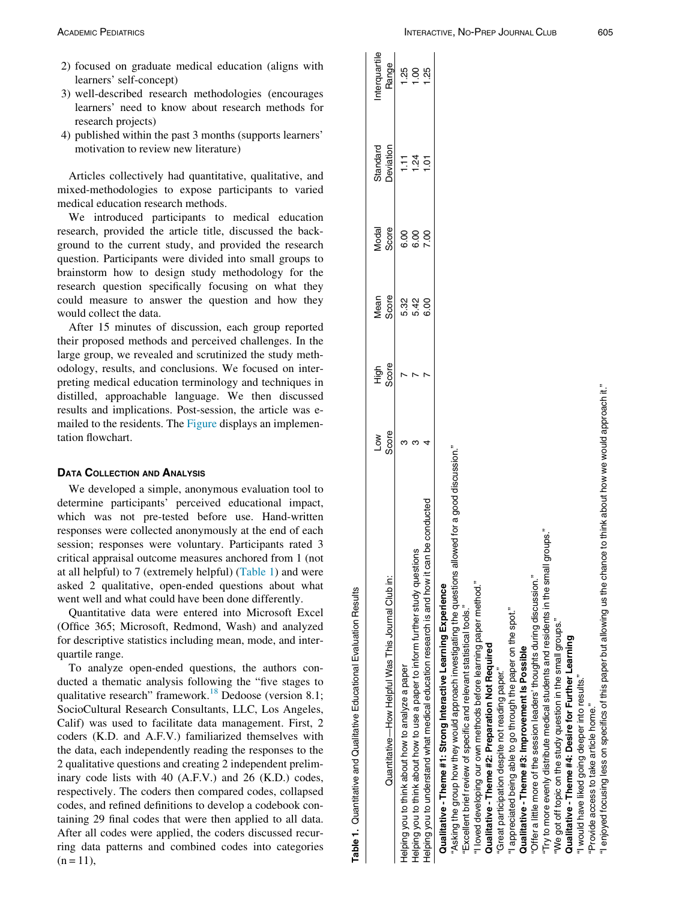2) focused on graduate medical education (aligns with learners' self-concept)
3) well-described research methodologies (encourages learners' need to know about research methods for research projects)
4) published within the past 3 months (supports learners' motivation to review new literature)

Articles collectively had quantitative, qualitative, and mixed-methodologies to expose participants to varied medical education research methods.

We introduced participants to medical education research, provided the article title, discussed the background to the current study, and provided the research question. Participants were divided into small groups to brainstorm how to design study methodology for the research question specifically focusing on what they could measure to answer the question and how they would collect the data.

After 15 minutes of discussion, each group reported their proposed methods and perceived challenges. In the large group, we revealed and scrutinized the study methodology, results, and conclusions. We focused on interpreting medical education terminology and techniques in distilled, approachable language. We then discussed results and implications. Post-session, the article was e-mailed to the residents. The Figure displays an implementation flowchart.

## Data Collection and Analysis

We developed a simple, anonymous evaluation tool to determine participants' perceived educational impact, which was not pre-tested before use. Hand-written responses were collected anonymously at the end of each session; responses were voluntary. Participants rated 3 critical appraisal outcome measures anchored from 1 (not at all helpful) to 7 (extremely helpful) (Table 1) and were asked 2 qualitative, open-ended questions about what went well and what could have been done differently.

Quantitative data were entered into Microsoft Excel (Office 365; Microsoft, Redmond, Wash) and analyzed for descriptive statistics including mean, mode, and interquartile range.

To analyze open-ended questions, the authors conducted a thematic analysis following the "five stages to qualitative research" framework.[18] Dedoose (version 8.1; SocioCultural Research Consultants, LLC, Los Angeles, Calif) was used to facilitate data management. First, 2 coders (K.D. and A.F.V.) familiarized themselves with the data, each independently reading the responses to the 2 qualitative questions and creating 2 independent preliminary code lists with 40 (A.F.V.) and 26 (K.D.) codes, respectively. The coders then compared codes, collapsed codes, and refined definitions to develop a codebook containing 29 final codes that were then applied to all data. After all codes were applied, the coders discussed recurring data patterns and combined codes into categories (n = 11),

**Table 1.** Quantitative and Qualitative Educational Evaluation Results

| Quantitative—How Helpful Was This Journal Club in: | Low Score | High Score | Mean Score | Modal Score | Standard Deviation | Interquartile Range |
|---|---|---|---|---|---|---|
| Helping you to think about how to analyze a paper | 3 | 7 | 5.32 | 6.00 | 1.11 | 1.25 |
| Helping you to think about how to use a paper to inform further study questions | 3 | 7 | 5.42 | 6.00 | 1.24 | 1.00 |
| Helping you to understand what medical education research is and how it can be conducted | 4 | 7 | 6.00 | 7.00 | 1.01 | 1.25 |

**Qualitative - Theme #1: Strong Interactive Learning Experience**

"Asking the group how they would approach investigating the questions allowed for a good discussion."

"Excellent brief review of specific and relevant statistical tools."

"I loved developing our own methods before learning paper method."

**Qualitative - Theme #2: Preparation Not Required**

"Great participation despite not reading paper."

"I appreciated being able to go through the paper on the spot."

**Qualitative - Theme #3: Improvement Is Possible**

"Offer a little more of the session leaders' thoughts during discussion."

"Try to more evenly distribute medical students and residents in the small groups."

"We got off topic on the study question in the small groups."

**Qualitative - Theme #4: Desire for Further Learning**

"I would have liked going deeper into results."

"Provide access to take article home."

"I enjoyed focusing less on specifics of this paper but allowing us the chance to think about how we would approach it."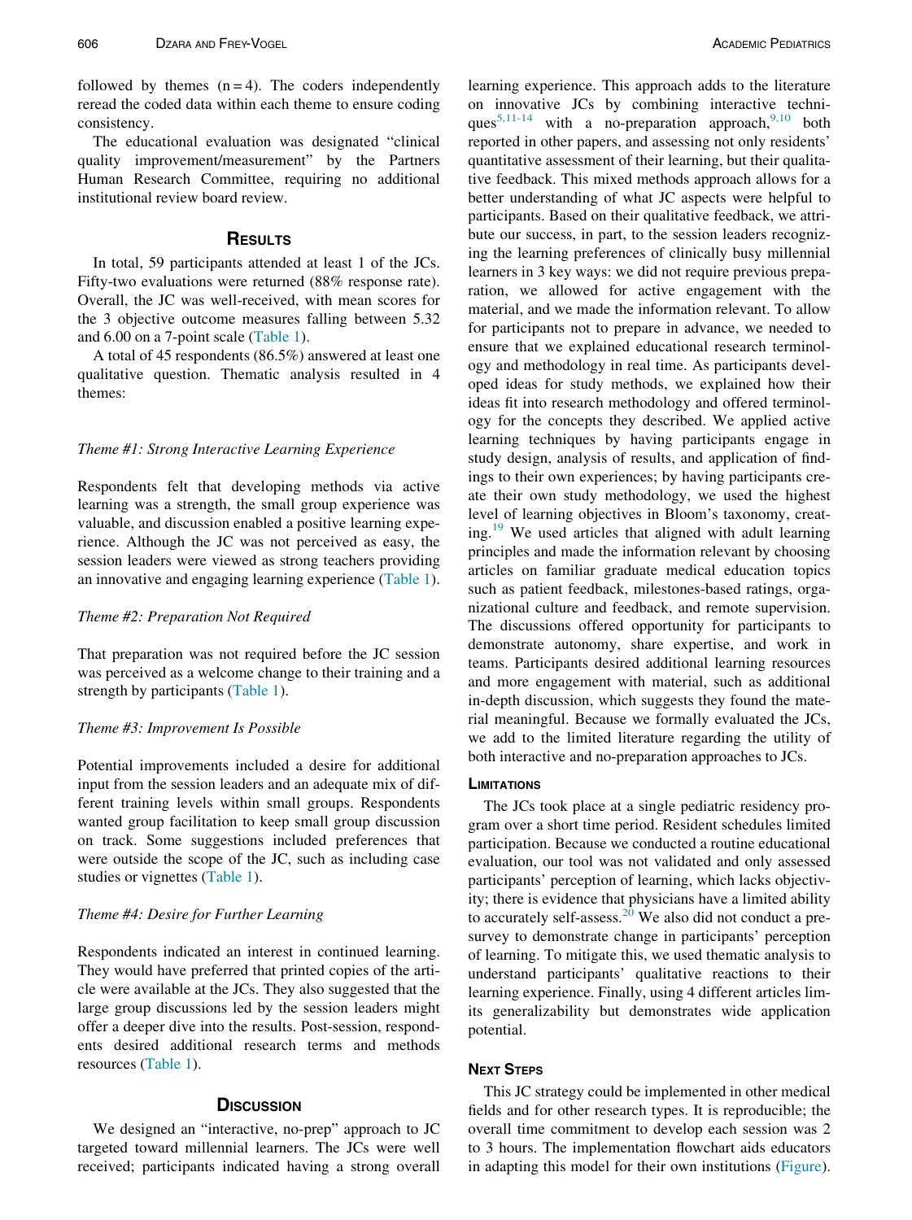followed by themes (n = 4). The coders independently reread the coded data within each theme to ensure coding consistency.

The educational evaluation was designated "clinical quality improvement/measurement" by the Partners Human Research Committee, requiring no additional institutional review board review.

## Results

In total, 59 participants attended at least 1 of the JCs. Fifty-two evaluations were returned (88% response rate). Overall, the JC was well-received, with mean scores for the 3 objective outcome measures falling between 5.32 and 6.00 on a 7-point scale (Table 1).

A total of 45 respondents (86.5%) answered at least one qualitative question. Thematic analysis resulted in 4 themes:

*Theme #1: Strong Interactive Learning Experience*

Respondents felt that developing methods via active learning was a strength, the small group experience was valuable, and discussion enabled a positive learning experience. Although the JC was not perceived as easy, the session leaders were viewed as strong teachers providing an innovative and engaging learning experience (Table 1).

*Theme #2: Preparation Not Required*

That preparation was not required before the JC session was perceived as a welcome change to their training and a strength by participants (Table 1).

*Theme #3: Improvement Is Possible*

Potential improvements included a desire for additional input from the session leaders and an adequate mix of different training levels within small groups. Respondents wanted group facilitation to keep small group discussion on track. Some suggestions included preferences that were outside the scope of the JC, such as including case studies or vignettes (Table 1).

*Theme #4: Desire for Further Learning*

Respondents indicated an interest in continued learning. They would have preferred that printed copies of the article were available at the JCs. They also suggested that the large group discussions led by the session leaders might offer a deeper dive into the results. Post-session, respondents desired additional research terms and methods resources (Table 1).

## Discussion

We designed an "interactive, no-prep" approach to JC targeted toward millennial learners. The JCs were well received; participants indicated having a strong overall learning experience. This approach adds to the literature on innovative JCs by combining interactive techniques[5,11-14] with a no-preparation approach,[9,10] both reported in other papers, and assessing not only residents' quantitative assessment of their learning, but their qualitative feedback. This mixed methods approach allows for a better understanding of what JC aspects were helpful to participants. Based on their qualitative feedback, we attribute our success, in part, to the session leaders recognizing the learning preferences of clinically busy millennial learners in 3 key ways: we did not require previous preparation, we allowed for active engagement with the material, and we made the information relevant. To allow for participants not to prepare in advance, we needed to ensure that we explained educational research terminology and methodology in real time. As participants developed ideas for study methods, we explained how their ideas fit into research methodology and offered terminology for the concepts they described. We applied active learning techniques by having participants engage in study design, analysis of results, and application of findings to their own experiences; by having participants create their own study methodology, we used the highest level of learning objectives in Bloom's taxonomy, creating.[19] We used articles that aligned with adult learning principles and made the information relevant by choosing articles on familiar graduate medical education topics such as patient feedback, milestones-based ratings, organizational culture and feedback, and remote supervision. The discussions offered opportunity for participants to demonstrate autonomy, share expertise, and work in teams. Participants desired additional learning resources and more engagement with material, such as additional in-depth discussion, which suggests they found the material meaningful. Because we formally evaluated the JCs, we add to the limited literature regarding the utility of both interactive and no-preparation approaches to JCs.

### Limitations

The JCs took place at a single pediatric residency program over a short time period. Resident schedules limited participation. Because we conducted a routine educational evaluation, our tool was not validated and only assessed participants' perception of learning, which lacks objectivity; there is evidence that physicians have a limited ability to accurately self-assess.[20] We also did not conduct a pre-survey to demonstrate change in participants' perception of learning. To mitigate this, we used thematic analysis to understand participants' qualitative reactions to their learning experience. Finally, using 4 different articles limits its generalizability but demonstrates wide application potential.

### Next Steps

This JC strategy could be implemented in other medical fields and for other research types. It is reproducible; the overall time commitment to develop each session was 2 to 3 hours. The implementation flowchart aids educators in adapting this model for their own institutions (Figure).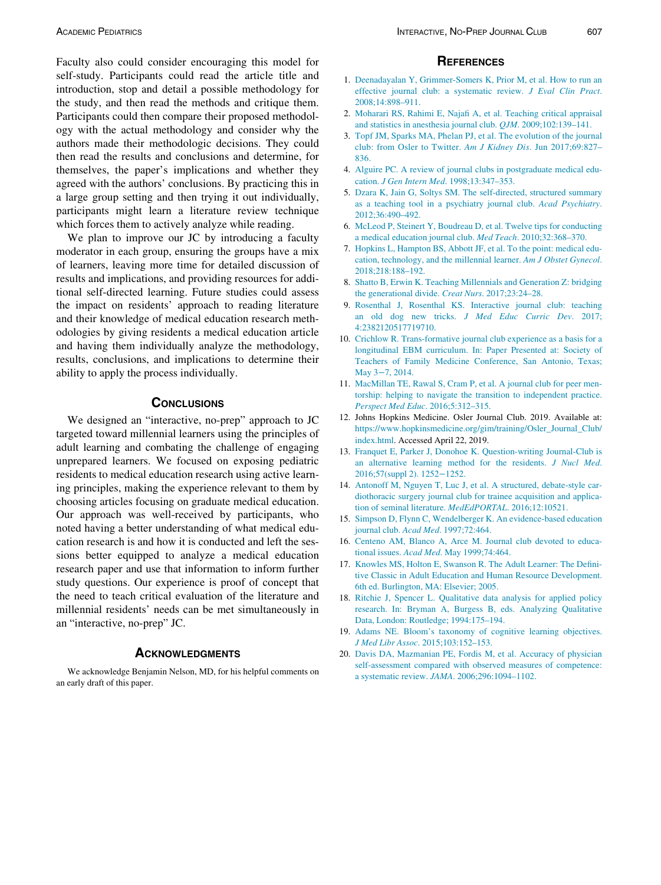Faculty also could consider encouraging this model for self-study. Participants could read the article title and introduction, stop and detail a possible methodology for the study, and then read the methods and critique them. Participants could then compare their proposed methodology with the actual methodology and consider why the authors made their methodologic decisions. They could then read the results and conclusions and determine, for themselves, the paper's implications and whether they agreed with the authors' conclusions. By practicing this in a large group setting and then trying it out individually, participants might learn a literature review technique which forces them to actively analyze while reading.

We plan to improve our JC by introducing a faculty moderator in each group, ensuring the groups have a mix of learners, leaving more time for detailed discussion of results and implications, and providing resources for additional self-directed learning. Future studies could assess the impact on residents' approach to reading literature and their knowledge of medical education research methodologies by giving residents a medical education article and having them individually analyze the methodology, results, conclusions, and implications to determine their ability to apply the process individually.

## Conclusions

We designed an "interactive, no-prep" approach to JC targeted toward millennial learners using the principles of adult learning and combating the challenge of engaging unprepared learners. We focused on exposing pediatric residents to medical education research using active learning principles, making the experience relevant to them by choosing articles focusing on graduate medical education. Our approach was well-received by participants, who noted having a better understanding of what medical education research is and how it is conducted and left the sessions better equipped to analyze a medical education research paper and use that information to inform further study questions. Our experience is proof of concept that the need to teach critical evaluation of the literature and millennial residents' needs can be met simultaneously in an "interactive, no-prep" JC.

## Acknowledgments

We acknowledge Benjamin Nelson, MD, for his helpful comments on an early draft of this paper.

## References

1. Deenadayalan Y, Grimmer-Somers K, Prior M, et al. How to run an effective journal club: a systematic review. *J Eval Clin Pract*. 2008;14:898–911.
2. Moharari RS, Rahimi E, Najafi A, et al. Teaching critical appraisal and statistics in anesthesia journal club. *QJM*. 2009;102:139–141.
3. Topf JM, Sparks MA, Phelan PJ, et al. The evolution of the journal club: from Osler to Twitter. *Am J Kidney Dis*. Jun 2017;69:827–836.
4. Alguire PC. A review of journal clubs in postgraduate medical education. *J Gen Intern Med*. 1998;13:347–353.
5. Dzara K, Jain G, Soltys SM. The self-directed, structured summary as a teaching tool in a psychiatry journal club. *Acad Psychiatry*. 2012;36:490–492.
6. McLeod P, Steinert Y, Boudreau D, et al. Twelve tips for conducting a medical education journal club. *Med Teach*. 2010;32:368–370.
7. Hopkins L, Hampton BS, Abbott JF, et al. To the point: medical education, technology, and the millennial learner. *Am J Obstet Gynecol*. 2018;218:188–192.
8. Shatto B, Erwin K. Teaching Millennials and Generation Z: bridging the generational divide. *Creat Nurs*. 2017;23:24–28.
9. Rosenthal J, Rosenthal KS. Interactive journal club: teaching an old dog new tricks. *J Med Educ Curric Dev*. 2017; 4:2382120517719710.
10. Crichlow R. Trans-formative journal club experience as a basis for a longitudinal EBM curriculum. In: Paper Presented at: Society of Teachers of Family Medicine Conference, San Antonio, Texas; May 3−7, 2014.
11. MacMillan TE, Rawal S, Cram P, et al. A journal club for peer mentorship: helping to navigate the transition to independent practice. *Perspect Med Educ*. 2016;5:312–315.
12. Johns Hopkins Medicine. Osler Journal Club. 2019. Available at: https://www.hopkinsmedicine.org/gim/training/Osler_Journal_Club/index.html. Accessed April 22, 2019.
13. Franquet E, Parker J, Donohoe K. Question-writing Journal-Club is an alternative learning method for the residents. *J Nucl Med*. 2016;57(suppl 2). 1252−1252.
14. Antonoff M, Nguyen T, Luc J, et al. A structured, debate-style cardiothoracic surgery journal club for trainee acquisition and application of seminal literature. *MedEdPORTAL*. 2016;12:10521.
15. Simpson D, Flynn C, Wendelberger K. An evidence-based education journal club. *Acad Med*. 1997;72:464.
16. Centeno AM, Blanco A, Arce M. Journal club devoted to educational issues. *Acad Med*. May 1999;74:464.
17. Knowles MS, Holton E, Swanson R. The Adult Learner: The Definitive Classic in Adult Education and Human Resource Development. 6th ed. Burlington, MA: Elsevier; 2005.
18. Ritchie J, Spencer L. Qualitative data analysis for applied policy research. In: Bryman A, Burgess B, eds. Analyzing Qualitative Data, London: Routledge; 1994:175–194.
19. Adams NE. Bloom's taxonomy of cognitive learning objectives. *J Med Libr Assoc*. 2015;103:152–153.
20. Davis DA, Mazmanian PE, Fordis M, et al. Accuracy of physician self-assessment compared with observed measures of competence: a systematic review. *JAMA*. 2006;296:1094–1102.